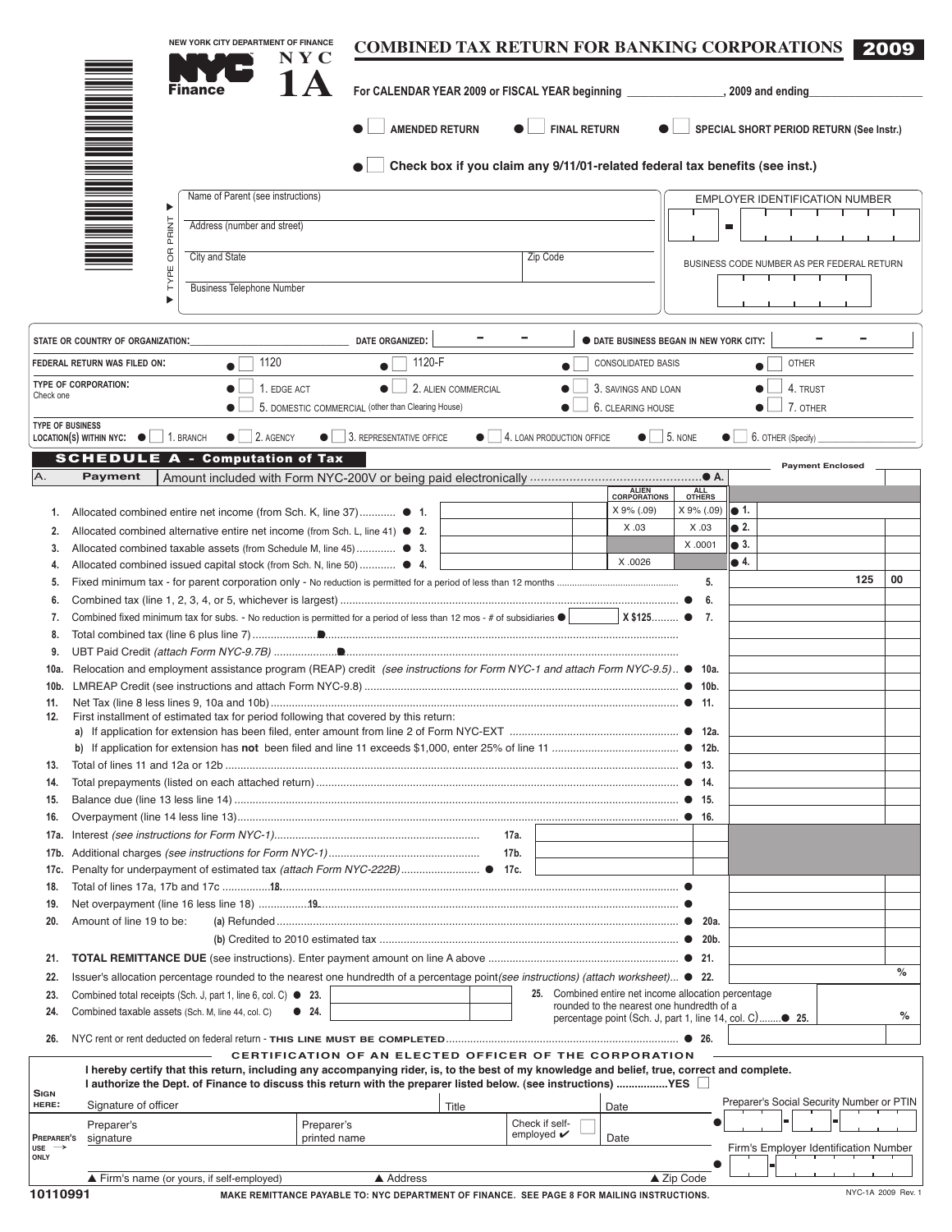NEW YORK CITY DEPARTMENT OF FINANCE

NYC Finance

# NYC 1A

# COMBINED TAX RETURN FOR BANKING CORPORATIONS 2009

For CALENDAR YEAR 2009 or FISCAL YEAR beginning ________________, 2009 and ending___________________

☐ AMENDED RETURN ☐ FINAL RETURN ☐ SPECIAL SHORT PERIOD RETURN (See Instr.)

☐ **Check box if you claim any 9/11/01-related federal tax benefits (see inst.)**

TYPE OR PRINT

| | |
|---|---|
| Name of Parent (see instructions) | EMPLOYER IDENTIFICATION NUMBER |
| Address (number and street) | |
| City and State / Zip Code | BUSINESS CODE NUMBER AS PER FEDERAL RETURN |
| Business Telephone Number | |

STATE OR COUNTRY OF ORGANIZATION: ______________ DATE ORGANIZED: ___ - ___ - ___ DATE BUSINESS BEGAN IN NEW YORK CITY: ___ - ___ - ___

FEDERAL RETURN WAS FILED ON: ☐ 1120 ☐ 1120-F ☐ CONSOLIDATED BASIS ☐ OTHER

TYPE OF CORPORATION: Check one ☐ 1. EDGE ACT ☐ 2. ALIEN COMMERCIAL ☐ 3. SAVINGS AND LOAN ☐ 4. TRUST ☐ 5. DOMESTIC COMMERCIAL (other than Clearing House) ☐ 6. CLEARING HOUSE ☐ 7. OTHER

TYPE OF BUSINESS LOCATION(S) WITHIN NYC: ☐ 1. BRANCH ☐ 2. AGENCY ☐ 3. REPRESENTATIVE OFFICE ☐ 4. LOAN PRODUCTION OFFICE ☐ 5. NONE ☐ 6. OTHER (Specify) ________

## SCHEDULE A - Computation of Tax

| | | | ALIEN CORPORATIONS | ALL OTHERS | | Payment Enclosed |
|---|---|---|---|---|---|---|
| A. | **Payment** Amount included with Form NYC-200V or being paid electronically | | | | A. | |
| 1. | Allocated combined entire net income (from Sch. K, line 37) | 1. | X 9% (.09) | X 9% (.09) | 1. | |
| 2. | Allocated combined alternative entire net income (from Sch. L, line 41) | 2. | X .03 | X .03 | 2. | |
| 3. | Allocated combined taxable assets (from Schedule M, line 45) | 3. | | X .0001 | 3. | |
| 4. | Allocated combined issued capital stock (from Sch. N, line 50) | 4. | X .0026 | | 4. | |
| 5. | Fixed minimum tax - for parent corporation only - No reduction is permitted for a period of less than 12 months | | | | 5. | 125 00 |
| 6. | Combined tax (line 1, 2, 3, 4, or 5, whichever is largest) | | | | 6. | |
| 7. | Combined fixed minimum tax for subs. - No reduction is permitted for a period of less than 12 mos - # of subsidiaries | | X $125 | | 7. | |
| 8. | Total combined tax (line 6 plus line 7) | | | | 8. | |
| 9. | UBT Paid Credit (attach Form NYC-9.7B) | | | | 9. | |
| 10a. | Relocation and employment assistance program (REAP) credit *(see instructions for Form NYC-1 and attach Form NYC-9.5)* | | | | 10a. | |
| 10b. | LMREAP Credit (see instructions and attach Form NYC-9.8) | | | | 10b. | |
| 11. | Net Tax (line 8 less lines 9, 10a and 10b) | | | | 11. | |
| 12. | First installment of estimated tax for period following that covered by this return: | | | | | |
| | a) If application for extension has been filed, enter amount from line 2 of Form NYC-EXT | | | | 12a. | |
| | b) If application for extension has **not** been filed and line 11 exceeds $1,000, enter 25% of line 11 | | | | 12b. | |
| 13. | Total of lines 11 and 12a or 12b | | | | 13. | |
| 14. | Total prepayments (listed on each attached rider) | | | | 14. | |
| 15. | Balance due (line 13 less line 14) | | | | 15. | |
| 16. | Overpayment (line 14 less line 13) | | | | 16. | |
| 17a. | Interest *(see instructions for Form NYC-1)* | 17a. | | | | |
| 17b. | Additional charges *(see instructions for Form NYC-1)* | 17b. | | | | |
| 17c. | Penalty for underpayment of estimated tax *(attach Form NYC-222B)* | 17c. | | | | |
| 18. | Total of lines 17a, 17b and 17c | | | | 18. | |
| 19. | Net overpayment (line 16 less line 18) | | | | 19. | |
| 20. | Amount of line 19 to be: (a) Refunded | | | | 20a. | |
| | (b) Credited to 2010 estimated tax | | | | 20b. | |
| 21. | **TOTAL REMITTANCE DUE** (see instructions). Enter payment amount on line A above | | | | 21. | |
| 22. | Issuer's allocation percentage rounded to the nearest one hundredth of a percentage point *(see instructions) (attach worksheet)* | | | | 22. | % |

23. Combined total receipts (Sch. J, part 1, line 6, col. C) 23. ________

24. Combined taxable assets (Sch. M, line 44, col. C) 24. ________

25. Combined entire net income allocation percentage rounded to the nearest one hundredth of a percentage point (Sch. J, part 1, line 14, col. C) 25. ______ %

26. NYC rent or rent deducted on federal return - **THIS LINE MUST BE COMPLETED** 26. ________

### CERTIFICATION OF AN ELECTED OFFICER OF THE CORPORATION

**I hereby certify that this return, including any accompanying rider, is, to the best of my knowledge and belief, true, correct and complete.**

**I authorize the Dept. of Finance to discuss this return with the preparer listed below. (see instructions) ................YES** ☐

**SIGN HERE:** Signature of officer ________ Title ________ Date ________ Preparer's Social Security Number or PTIN

**PREPARER'S USE ONLY** Preparer's signature ________ Preparer's printed name ________ Check if self-employed ✔ ☐ Date ________ Firm's Employer Identification Number

▲ Firm's name (or yours, if self-employed) ▲ Address ▲ Zip Code

10110991

**MAKE REMITTANCE PAYABLE TO: NYC DEPARTMENT OF FINANCE. SEE PAGE 8 FOR MAILING INSTRUCTIONS.**

NYC-1A 2009 Rev. 1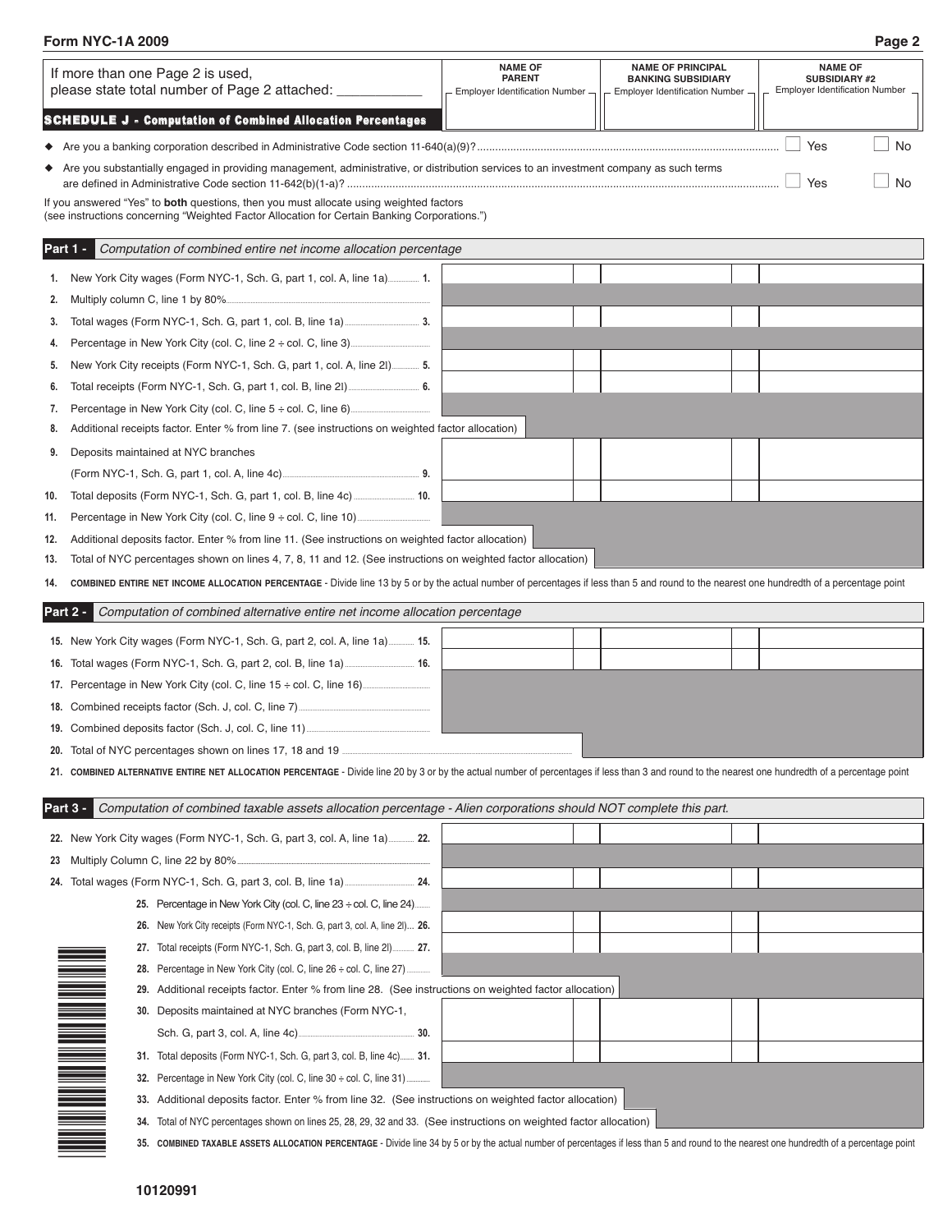**Form NYC-1A 2009**

If more than one Page 2 is used, please state total number of Page 2 attached: ___________

## SCHEDULE J - Computation of Combined Allocation Percentages

| | NAME OF PARENT | NAME OF PRINCIPAL BANKING SUBSIDIARY | NAME OF SUBSIDIARY #2 |
|---|---|---|---|
| | Employer Identification Number | Employer Identification Number | Employer Identification Number |

◆ Are you a banking corporation described in Administrative Code section 11-640(a)(9)? ☐ Yes ☐ No

◆ Are you substantially engaged in providing management, administrative, or distribution services to an investment company as such terms are defined in Administrative Code section 11-642(b)(1-a)? ☐ Yes ☐ No

If you answered "Yes" to **both** questions, then you must allocate using weighted factors (see instructions concerning "Weighted Factor Allocation for Certain Banking Corporations.")

### Part 1 - *Computation of combined entire net income allocation percentage*

| Line | Description | Parent | Principal Banking Subsidiary | Subsidiary #2 |
|---|---|---|---|---|
| 1. | New York City wages (Form NYC-1, Sch. G, part 1, col. A, line 1a) | | | |
| 2. | Multiply column C, line 1 by 80% | | | |
| 3. | Total wages (Form NYC-1, Sch. G, part 1, col. B, line 1a) | | | |
| 4. | Percentage in New York City (col. C, line 2 ÷ col. C, line 3) | | | |
| 5. | New York City receipts (Form NYC-1, Sch. G, part 1, col. A, line 2l) | | | |
| 6. | Total receipts (Form NYC-1, Sch. G, part 1, col. B, line 2l) | | | |
| 7. | Percentage in New York City (col. C, line 5 ÷ col. C, line 6) | | | |
| 8. | Additional receipts factor. Enter % from line 7. (see instructions on weighted factor allocation) | | | |
| 9. | Deposits maintained at NYC branches (Form NYC-1, Sch. G, part 1, col. A, line 4c) | | | |
| 10. | Total deposits (Form NYC-1, Sch. G, part 1, col. B, line 4c) | | | |
| 11. | Percentage in New York City (col. C, line 9 ÷ col. C, line 10) | | | |
| 12. | Additional deposits factor. Enter % from line 11. (See instructions on weighted factor allocation) | | | |
| 13. | Total of NYC percentages shown on lines 4, 7, 8, 11 and 12. (See instructions on weighted factor allocation) | | | |

14. **COMBINED ENTIRE NET INCOME ALLOCATION PERCENTAGE** - Divide line 13 by 5 or by the actual number of percentages if less than 5 and round to the nearest one hundredth of a percentage point

### Part 2 - *Computation of combined alternative entire net income allocation percentage*

| Line | Description | Parent | Principal Banking Subsidiary | Subsidiary #2 |
|---|---|---|---|---|
| 15. | New York City wages (Form NYC-1, Sch. G, part 2, col. A, line 1a) | | | |
| 16. | Total wages (Form NYC-1, Sch. G, part 2, col. B, line 1a) | | | |
| 17. | Percentage in New York City (col. C, line 15 ÷ col. C, line 16) | | | |
| 18. | Combined receipts factor (Sch. J, col. C, line 7) | | | |
| 19. | Combined deposits factor (Sch. J, col. C, line 11) | | | |
| 20. | Total of NYC percentages shown on lines 17, 18 and 19 | | | |

21. **COMBINED ALTERNATIVE ENTIRE NET ALLOCATION PERCENTAGE** - Divide line 20 by 3 or by the actual number of percentages if less than 3 and round to the nearest one hundredth of a percentage point

### Part 3 - *Computation of combined taxable assets allocation percentage - Alien corporations should NOT complete this part.*

| Line | Description | Parent | Principal Banking Subsidiary | Subsidiary #2 |
|---|---|---|---|---|
| 22. | New York City wages (Form NYC-1, Sch. G, part 3, col. A, line 1a) | | | |
| 23 | Multiply Column C, line 22 by 80% | | | |
| 24. | Total wages (Form NYC-1, Sch. G, part 3, col. B, line 1a) | | | |
| 25. | Percentage in New York City (col. C, line 23 ÷ col. C, line 24) | | | |
| 26. | New York City receipts (Form NYC-1, Sch. G, part 3, col. A, line 2l) | | | |
| 27. | Total receipts (Form NYC-1, Sch. G, part 3, col. B, line 2l) | | | |
| 28. | Percentage in New York City (col. C, line 26 ÷ col. C, line 27) | | | |
| 29. | Additional receipts factor. Enter % from line 28. (See instructions on weighted factor allocation) | | | |
| 30. | Deposits maintained at NYC branches (Form NYC-1, Sch. G, part 3, col. A, line 4c) | | | |
| 31. | Total deposits (Form NYC-1, Sch. G, part 3, col. B, line 4c) | | | |
| 32. | Percentage in New York City (col. C, line 30 ÷ col. C, line 31) | | | |
| 33. | Additional deposits factor. Enter % from line 32. (See instructions on weighted factor allocation) | | | |
| 34. | Total of NYC percentages shown on lines 25, 28, 29, 32 and 33. (See instructions on weighted factor allocation) | | | |

35. **COMBINED TAXABLE ASSETS ALLOCATION PERCENTAGE** - Divide line 34 by 5 or by the actual number of percentages if less than 5 and round to the nearest one hundredth of a percentage point

10120991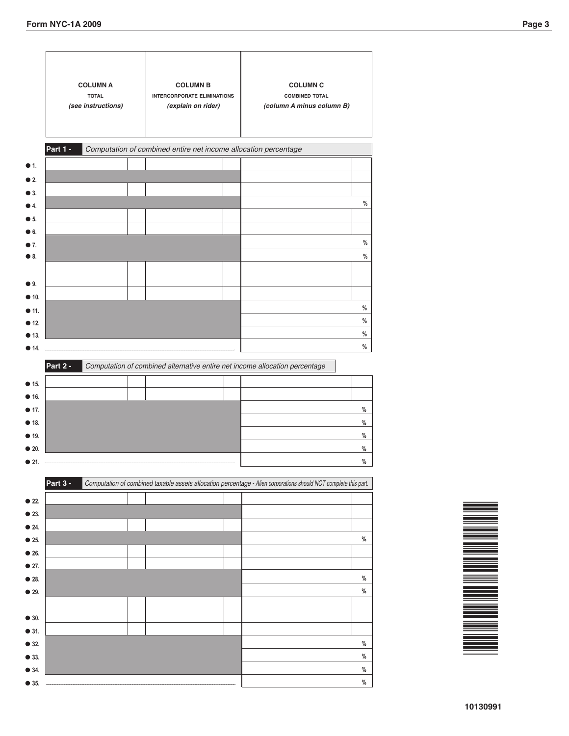| | COLUMN A TOTAL *(see instructions)* | COLUMN B INTERCORPORATE ELIMINATIONS *(explain on rider)* | COLUMN C COMBINED TOTAL *(column A minus column B)* |
|---|---|---|---|
| **Part 1 -** | *Computation of combined entire net income allocation percentage* | | |
| ● 1. | | | |
| ● 2. | | | |
| ● 3. | | | |
| ● 4. | | | % |
| ● 5. | | | |
| ● 6. | | | |
| ● 7. | | | % |
| ● 8. | | | % |
| ● 9. | | | |
| ● 10. | | | |
| ● 11. | | | % |
| ● 12. | | | % |
| ● 13. | | | % |
| ● 14. | | | % |
| **Part 2 -** | *Computation of combined alternative entire net income allocation percentage* | | |
| ● 15. | | | |
| ● 16. | | | |
| ● 17. | | | % |
| ● 18. | | | % |
| ● 19. | | | % |
| ● 20. | | | % |
| ● 21. | | | % |
| **Part 3 -** | *Computation of combined taxable assets allocation percentage - Alien corporations should NOT complete this part.* | | |
| ● 22. | | | |
| ● 23. | | | |
| ● 24. | | | |
| ● 25. | | | % |
| ● 26. | | | |
| ● 27. | | | |
| ● 28. | | | % |
| ● 29. | | | % |
| ● 30. | | | |
| ● 31. | | | |
| ● 32. | | | % |
| ● 33. | | | % |
| ● 34. | | | % |
| ● 35. | | | % |

10130991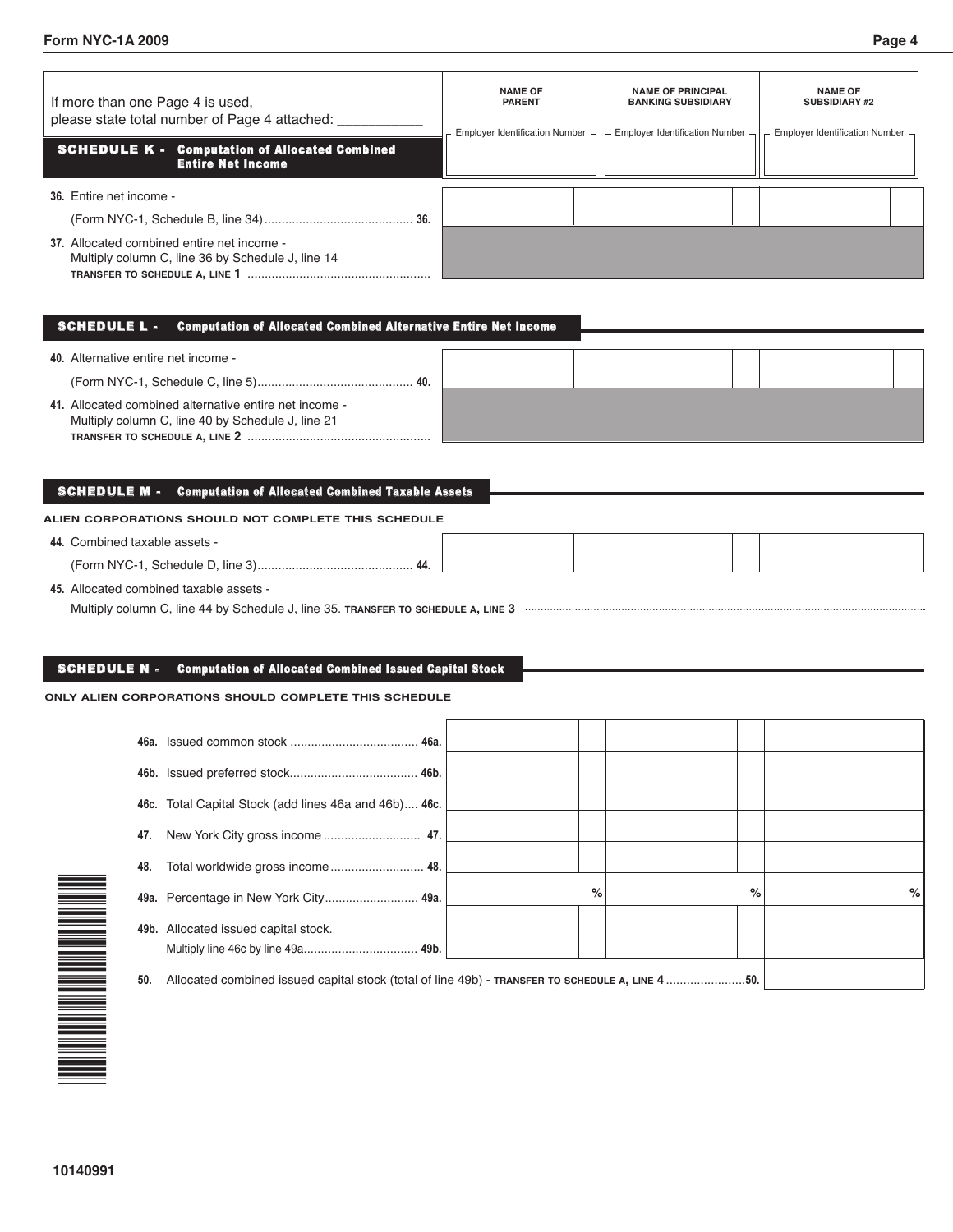If more than one Page 4 is used, please state total number of Page 4 attached: ___________

| | NAME OF PARENT | NAME OF PRINCIPAL BANKING SUBSIDIARY | NAME OF SUBSIDIARY #2 |
|---|---|---|---|
| | Employer Identification Number | Employer Identification Number | Employer Identification Number |

## SCHEDULE K - Computation of Allocated Combined Entire Net Income

| | NAME OF PARENT | NAME OF PRINCIPAL BANKING SUBSIDIARY | NAME OF SUBSIDIARY #2 |
|---|---|---|---|
| **36.** Entire net income - (Form NYC-1, Schedule B, line 34) ........................................... **36.** | | | |
| **37.** Allocated combined entire net income - Multiply column C, line 36 by Schedule J, line 14 **TRANSFER TO SCHEDULE A, LINE 1** ..................................................... | | | |

## SCHEDULE L - Computation of Allocated Combined Alternative Entire Net Income

| | NAME OF PARENT | NAME OF PRINCIPAL BANKING SUBSIDIARY | NAME OF SUBSIDIARY #2 |
|---|---|---|---|
| **40.** Alternative entire net income - (Form NYC-1, Schedule C, line 5) ............................................. **40.** | | | |
| **41.** Allocated combined alternative entire net income - Multiply column C, line 40 by Schedule J, line 21 **TRANSFER TO SCHEDULE A, LINE 2** .................................................... | | | |

## SCHEDULE M - Computation of Allocated Combined Taxable Assets

**ALIEN CORPORATIONS SHOULD NOT COMPLETE THIS SCHEDULE**

| | NAME OF PARENT | NAME OF PRINCIPAL BANKING SUBSIDIARY | NAME OF SUBSIDIARY #2 |
|---|---|---|---|
| **44.** Combined taxable assets - (Form NYC-1, Schedule D, line 3) ............................................. **44.** | | | |

**45.** Allocated combined taxable assets - Multiply column C, line 44 by Schedule J, line 35. **TRANSFER TO SCHEDULE A, LINE 3** ..........................................

## SCHEDULE N - Computation of Allocated Combined Issued Capital Stock

**ONLY ALIEN CORPORATIONS SHOULD COMPLETE THIS SCHEDULE**

| | NAME OF PARENT | NAME OF PRINCIPAL BANKING SUBSIDIARY | NAME OF SUBSIDIARY #2 |
|---|---|---|---|
| **46a.** Issued common stock ..................................... **46a.** | | | |
| **46b.** Issued preferred stock..................................... **46b.** | | | |
| **46c.** Total Capital Stock (add lines 46a and 46b).... **46c.** | | | |
| **47.** New York City gross income ............................ **47.** | | | |
| **48.** Total worldwide gross income ........................... **48.** | | | |
| **49a.** Percentage in New York City........................... **49a.** | % | % | % |
| **49b.** Allocated issued capital stock. Multiply line 46c by line 49a................................. **49b.** | | | |

**50.** Allocated combined issued capital stock (total of line 49b) - **TRANSFER TO SCHEDULE A, LINE 4** .......................**50.** ____________

10140991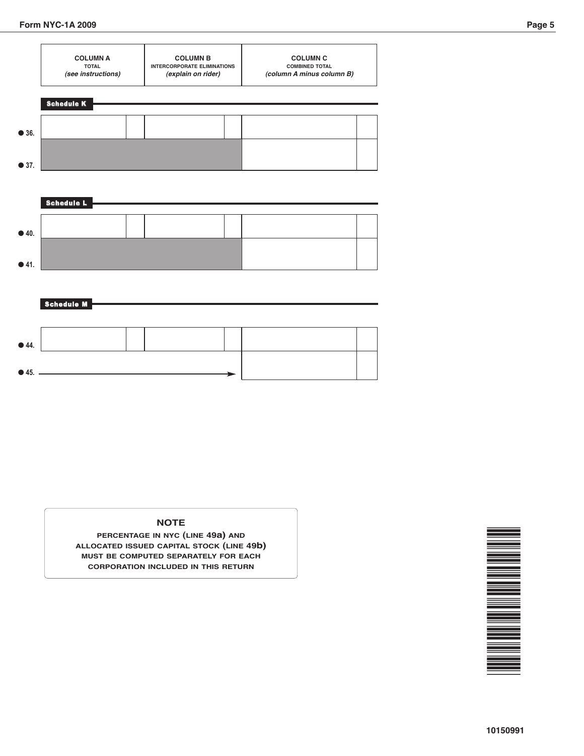| | COLUMN A<br>TOTAL<br>*(see instructions)* | COLUMN B<br>INTERCORPORATE ELIMINATIONS<br>*(explain on rider)* | COLUMN C<br>COMBINED TOTAL<br>*(column A minus column B)* |
|---|---|---|---|

**Schedule K**

| | COLUMN A | COLUMN B | COLUMN C |
|---|---|---|---|
| ● 36. | | | |
| ● 37. | | | |

**Schedule L**

| | COLUMN A | COLUMN B | COLUMN C |
|---|---|---|---|
| ● 40. | | | |
| ● 41. | | | |

**Schedule M**

| | COLUMN A | COLUMN B | COLUMN C |
|---|---|---|---|
| ● 44. | | | |
| ● 45. | → | | |

**NOTE**

PERCENTAGE IN NYC (LINE 49a) AND ALLOCATED ISSUED CAPITAL STOCK (LINE 49b) MUST BE COMPUTED SEPARATELY FOR EACH CORPORATION INCLUDED IN THIS RETURN

10150991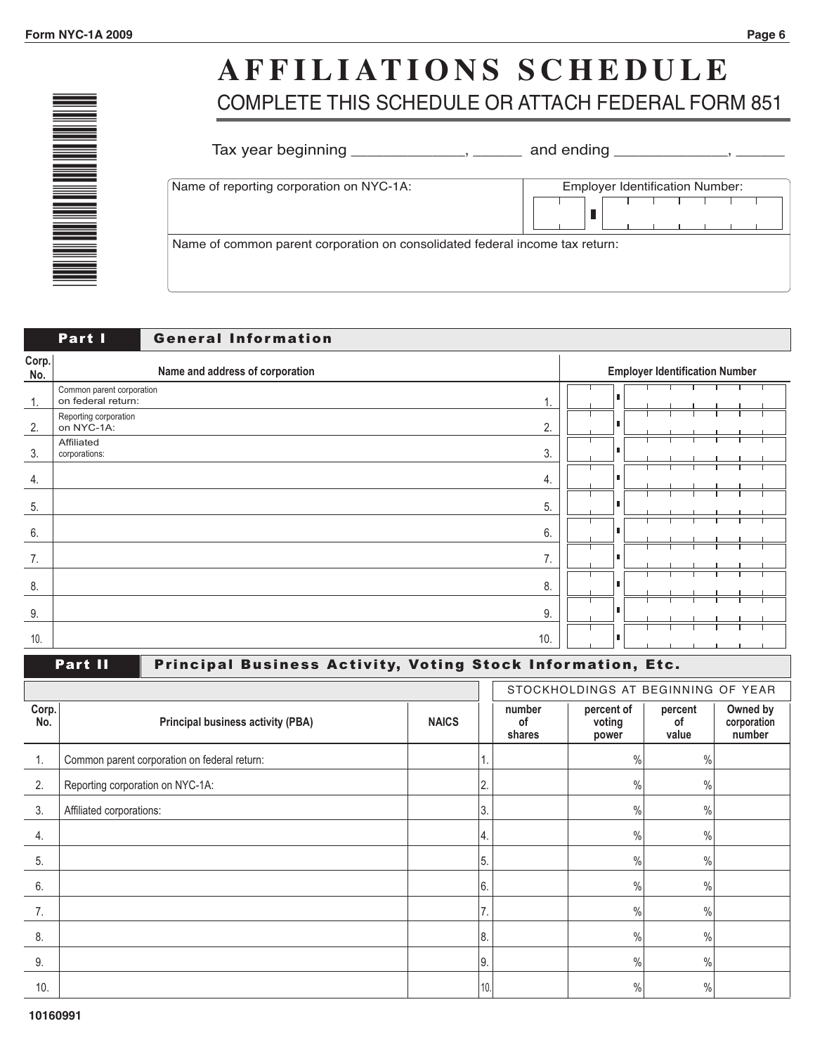# AFFILIATIONS SCHEDULE

## COMPLETE THIS SCHEDULE OR ATTACH FEDERAL FORM 851

Tax year beginning _____________, ______ and ending _____________, ______

| Name of reporting corporation on NYC-1A: | Employer Identification Number: |
|---|---|
| | |
| **Name of common parent corporation on consolidated federal income tax return:** | |
| | |

## Part I General Information

| Corp. No. | Name and address of corporation | | Employer Identification Number |
|---|---|---|---|
| 1. | Common parent corporation on federal return: | 1. | |
| 2. | Reporting corporation on NYC-1A: | 2. | |
| 3. | Affiliated corporations: | 3. | |
| 4. | | 4. | |
| 5. | | 5. | |
| 6. | | 6. | |
| 7. | | 7. | |
| 8. | | 8. | |
| 9. | | 9. | |
| 10. | | 10. | |

## Part II Principal Business Activity, Voting Stock Information, Etc.

| | | | | STOCKHOLDINGS AT BEGINNING OF YEAR | | | |
|---|---|---|---|---|---|---|---|
| **Corp. No.** | **Principal business activity (PBA)** | **NAICS** | | **number of shares** | **percent of voting power** | **percent of value** | **Owned by corporation number** |
| 1. | Common parent corporation on federal return: | | 1. | | % | % | |
| 2. | Reporting corporation on NYC-1A: | | 2. | | % | % | |
| 3. | Affiliated corporations: | | 3. | | % | % | |
| 4. | | | 4. | | % | % | |
| 5. | | | 5. | | % | % | |
| 6. | | | 6. | | % | % | |
| 7. | | | 7. | | % | % | |
| 8. | | | 8. | | % | % | |
| 9. | | | 9. | | % | % | |
| 10. | | | 10. | | % | % | |

10160991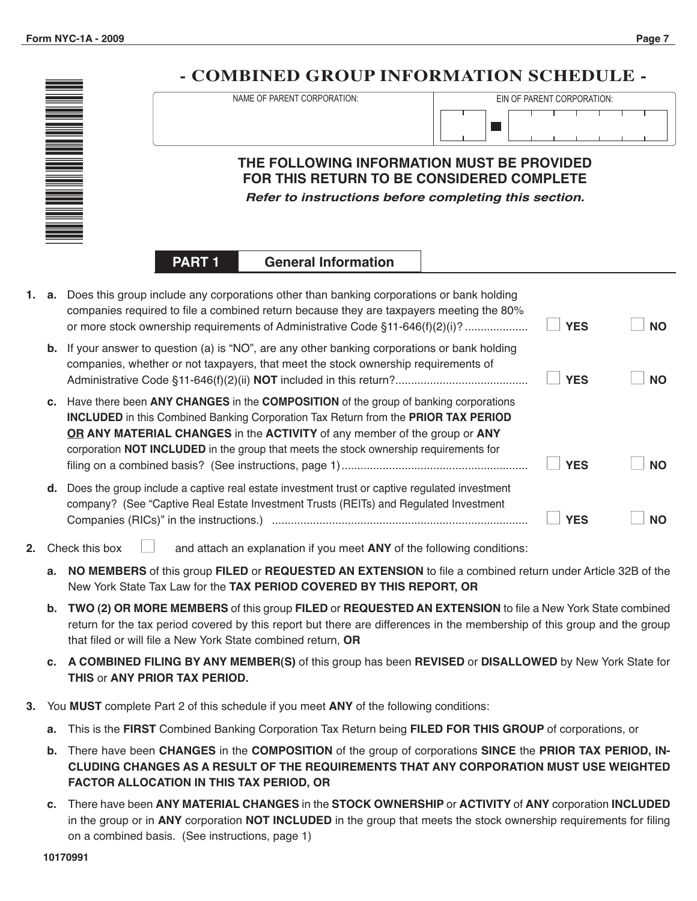# - COMBINED GROUP INFORMATION SCHEDULE -

| NAME OF PARENT CORPORATION: | EIN OF PARENT CORPORATION: |
|---|---|
| | |

## THE FOLLOWING INFORMATION MUST BE PROVIDED FOR THIS RETURN TO BE CONSIDERED COMPLETE

***Refer to instructions before completing this section.***

## PART 1 General Information

1. **a.** Does this group include any corporations other than banking corporations or bank holding companies required to file a combined return because they are taxpayers meeting the 80% or more stock ownership requirements of Administrative Code §11-646(f)(2)(i)? .................... ☐ **YES** ☐ **NO**

   **b.** If your answer to question (a) is "NO", are any other banking corporations or bank holding companies, whether or not taxpayers, that meet the stock ownership requirements of Administrative Code §11-646(f)(2)(ii) **NOT** included in this return?.......................................... ☐ **YES** ☐ **NO**

   **c.** Have there been **ANY CHANGES** in the **COMPOSITION** of the group of banking corporations **INCLUDED** in this Combined Banking Corporation Tax Return from the **PRIOR TAX PERIOD** **OR ANY MATERIAL CHANGES** in the **ACTIVITY** of any member of the group or **ANY** corporation **NOT INCLUDED** in the group that meets the stock ownership requirements for filing on a combined basis? (See instructions, page 1)........................................................... ☐ **YES** ☐ **NO**

   **d.** Does the group include a captive real estate investment trust or captive regulated investment company? (See "Captive Real Estate Investment Trusts (REITs) and Regulated Investment Companies (RICs)" in the instructions.) ................................................................................ ☐ **YES** ☐ **NO**

2. Check this box ☐ and attach an explanation if you meet **ANY** of the following conditions:

   **a. NO MEMBERS** of this group **FILED** or **REQUESTED AN EXTENSION** to file a combined return under Article 32B of the New York State Tax Law for the **TAX PERIOD COVERED BY THIS REPORT, OR**

   **b. TWO (2) OR MORE MEMBERS** of this group **FILED** or **REQUESTED AN EXTENSION** to file a New York State combined return for the tax period covered by this report but there are differences in the membership of this group and the group that filed or will file a New York State combined return, **OR**

   **c. A COMBINED FILING BY ANY MEMBER(S)** of this group has been **REVISED** or **DISALLOWED** by New York State for **THIS** or **ANY PRIOR TAX PERIOD.**

3. You **MUST** complete Part 2 of this schedule if you meet **ANY** of the following conditions:

   **a.** This is the **FIRST** Combined Banking Corporation Tax Return being **FILED FOR THIS GROUP** of corporations, or

   **b.** There have been **CHANGES** in the **COMPOSITION** of the group of corporations **SINCE** the **PRIOR TAX PERIOD, INCLUDING CHANGES AS A RESULT OF THE REQUIREMENTS THAT ANY CORPORATION MUST USE WEIGHTED FACTOR ALLOCATION IN THIS TAX PERIOD, OR**

   **c.** There have been **ANY MATERIAL CHANGES** in the **STOCK OWNERSHIP** or **ACTIVITY** of **ANY** corporation **INCLUDED** in the group or in **ANY** corporation **NOT INCLUDED** in the group that meets the stock ownership requirements for filing on a combined basis. (See instructions, page 1)

10170991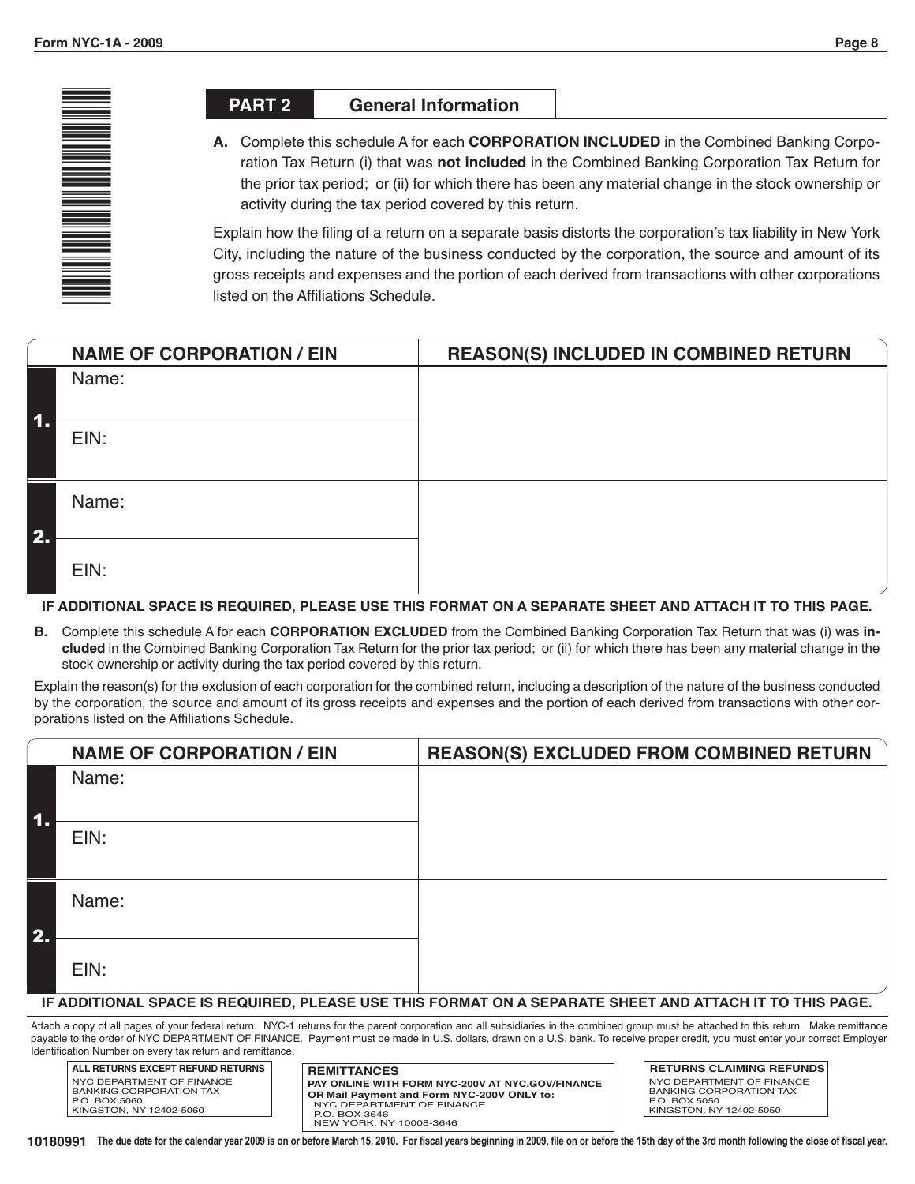## PART 2 General Information

**A.** Complete this schedule A for each **CORPORATION INCLUDED** in the Combined Banking Corporation Tax Return (i) that was **not included** in the Combined Banking Corporation Tax Return for the prior tax period; or (ii) for which there has been any material change in the stock ownership or activity during the tax period covered by this return.

Explain how the filing of a return on a separate basis distorts the corporation's tax liability in New York City, including the nature of the business conducted by the corporation, the source and amount of its gross receipts and expenses and the portion of each derived from transactions with other corporations listed on the Affiliations Schedule.

| | NAME OF CORPORATION / EIN | REASON(S) INCLUDED IN COMBINED RETURN |
|---|---|---|
| 1. | Name: | |
| | EIN: | |
| 2. | Name: | |
| | EIN: | |

**IF ADDITIONAL SPACE IS REQUIRED, PLEASE USE THIS FORMAT ON A SEPARATE SHEET AND ATTACH IT TO THIS PAGE.**

**B.** Complete this schedule A for each **CORPORATION EXCLUDED** from the Combined Banking Corporation Tax Return that was (i) was **included** in the Combined Banking Corporation Tax Return for the prior tax period; or (ii) for which there has been any material change in the stock ownership or activity during the tax period covered by this return.

Explain the reason(s) for the exclusion of each corporation for the combined return, including a description of the nature of the business conducted by the corporation, the source and amount of its gross receipts and expenses and the portion of each derived from transactions with other corporations listed on the Affiliations Schedule.

| | NAME OF CORPORATION / EIN | REASON(S) EXCLUDED FROM COMBINED RETURN |
|---|---|---|
| 1. | Name: | |
| | EIN: | |
| 2. | Name: | |
| | EIN: | |

**IF ADDITIONAL SPACE IS REQUIRED, PLEASE USE THIS FORMAT ON A SEPARATE SHEET AND ATTACH IT TO THIS PAGE.**

Attach a copy of all pages of your federal return. NYC-1 returns for the parent corporation and all subsidiaries in the combined group must be attached to this return. Make remittance payable to the order of NYC DEPARTMENT OF FINANCE. Payment must be made in U.S. dollars, drawn on a U.S. bank. To receive proper credit, you must enter your correct Employer Identification Number on every tax return and remittance.

| ALL RETURNS EXCEPT REFUND RETURNS | REMITTANCES | RETURNS CLAIMING REFUNDS |
|---|---|---|
| NYC DEPARTMENT OF FINANCE<br>BANKING CORPORATION TAX<br>P.O. BOX 5060<br>KINGSTON, NY 12402-5060 | **PAY ONLINE WITH FORM NYC-200V AT NYC.GOV/FINANCE**<br>**OR Mail Payment and Form NYC-200V ONLY to:**<br>NYC DEPARTMENT OF FINANCE<br>P.O. BOX 3646<br>NEW YORK, NY 10008-3646 | NYC DEPARTMENT OF FINANCE<br>BANKING CORPORATION TAX<br>P.O. BOX 5050<br>KINGSTON, NY 12402-5050 |

10180991 **The due date for the calendar year 2009 is on or before March 15, 2010. For fiscal years beginning in 2009, file on or before the 15th day of the 3rd month following the close of fiscal year.**